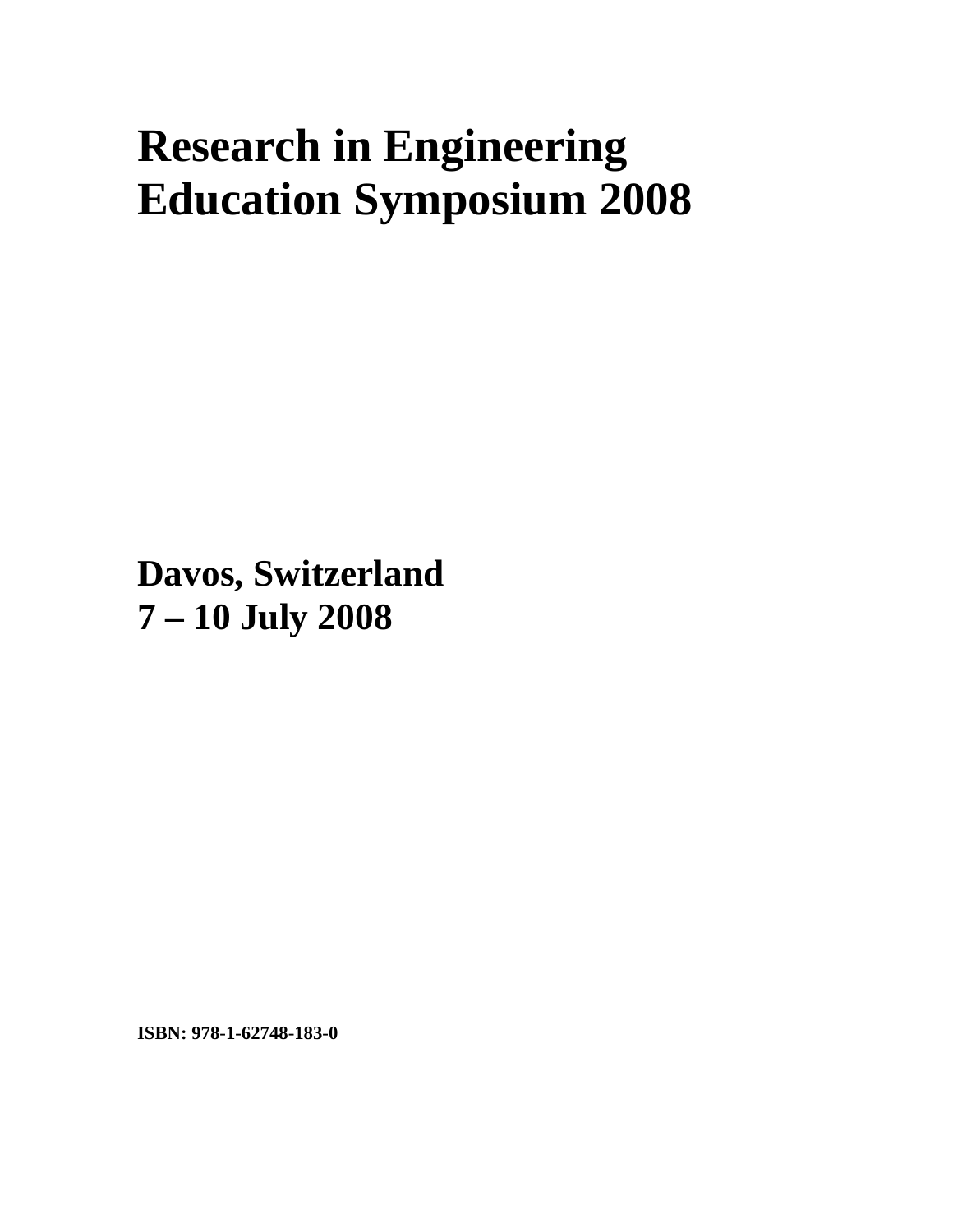# Research in Engineering Education Symposium 2008

**Davos, Switzerland**
**7 – 10 July 2008**

**ISBN: 978-1-62748-183-0**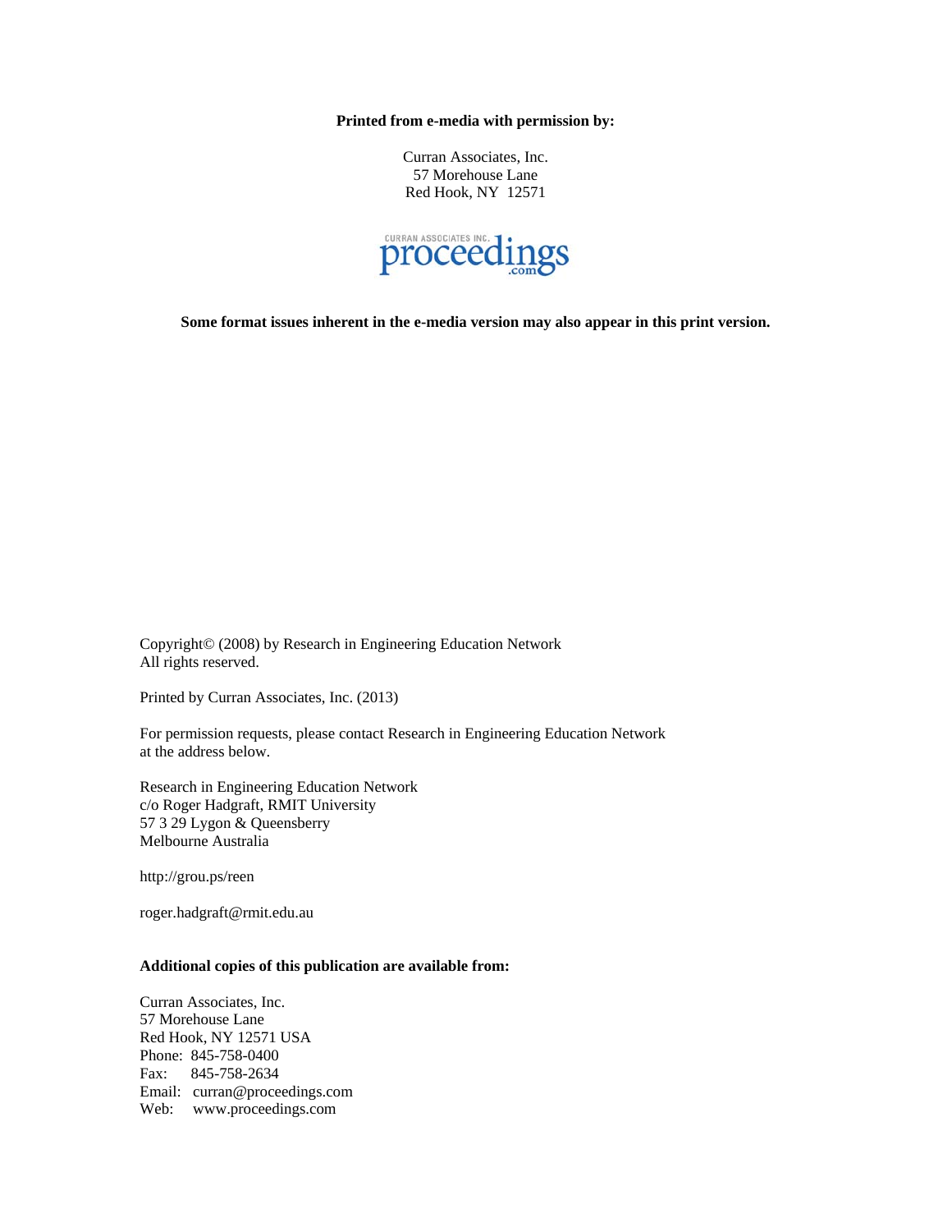**Printed from e-media with permission by:**

Curran Associates, Inc.
57 Morehouse Lane
Red Hook, NY 12571

CURRAN ASSOCIATES INC. proceedings.com

**Some format issues inherent in the e-media version may also appear in this print version.**

Copyright© (2008) by Research in Engineering Education Network
All rights reserved.

Printed by Curran Associates, Inc. (2013)

For permission requests, please contact Research in Engineering Education Network at the address below.

Research in Engineering Education Network
c/o Roger Hadgraft, RMIT University
57 3 29 Lygon & Queensberry
Melbourne Australia

http://grou.ps/reen

roger.hadgraft@rmit.edu.au

**Additional copies of this publication are available from:**

Curran Associates, Inc.
57 Morehouse Lane
Red Hook, NY 12571 USA
Phone: 845-758-0400
Fax: 845-758-2634
Email: curran@proceedings.com
Web: www.proceedings.com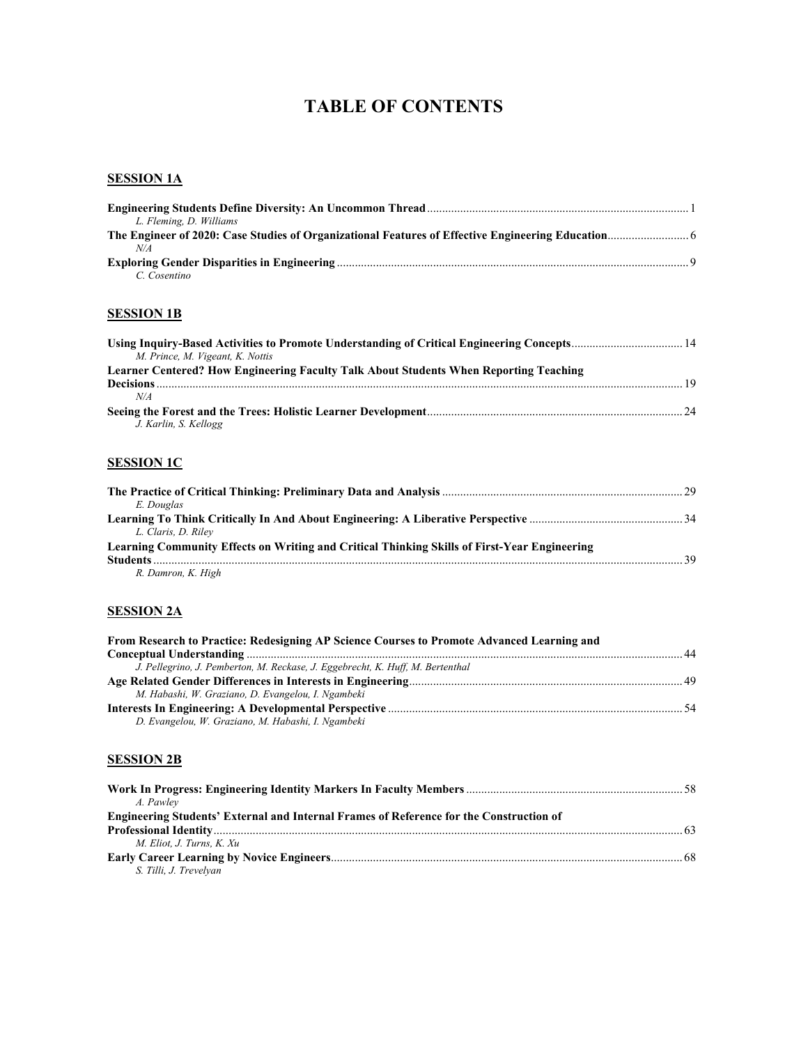# TABLE OF CONTENTS

## SESSION 1A

**Engineering Students Define Diversity: An Uncommon Thread** ... 1
*L. Fleming, D. Williams*

**The Engineer of 2020: Case Studies of Organizational Features of Effective Engineering Education** ... 6
*N/A*

**Exploring Gender Disparities in Engineering** ... 9
*C. Cosentino*

## SESSION 1B

**Using Inquiry-Based Activities to Promote Understanding of Critical Engineering Concepts** ... 14
*M. Prince, M. Vigeant, K. Nottis*

**Learner Centered? How Engineering Faculty Talk About Students When Reporting Teaching Decisions** ... 19
*N/A*

**Seeing the Forest and the Trees: Holistic Learner Development** ... 24
*J. Karlin, S. Kellogg*

## SESSION 1C

**The Practice of Critical Thinking: Preliminary Data and Analysis** ... 29
*E. Douglas*

**Learning To Think Critically In And About Engineering: A Liberative Perspective** ... 34
*L. Claris, D. Riley*

**Learning Community Effects on Writing and Critical Thinking Skills of First-Year Engineering Students** ... 39
*R. Damron, K. High*

## SESSION 2A

**From Research to Practice: Redesigning AP Science Courses to Promote Advanced Learning and Conceptual Understanding** ... 44
*J. Pellegrino, J. Pemberton, M. Reckase, J. Eggebrecht, K. Huff, M. Bertenthal*

**Age Related Gender Differences in Interests in Engineering** ... 49
*M. Habashi, W. Graziano, D. Evangelou, I. Ngambeki*

**Interests In Engineering: A Developmental Perspective** ... 54
*D. Evangelou, W. Graziano, M. Habashi, I. Ngambeki*

## SESSION 2B

**Work In Progress: Engineering Identity Markers In Faculty Members** ... 58
*A. Pawley*

**Engineering Students' External and Internal Frames of Reference for the Construction of Professional Identity** ... 63
*M. Eliot, J. Turns, K. Xu*

**Early Career Learning by Novice Engineers** ... 68
*S. Tilli, J. Trevelyan*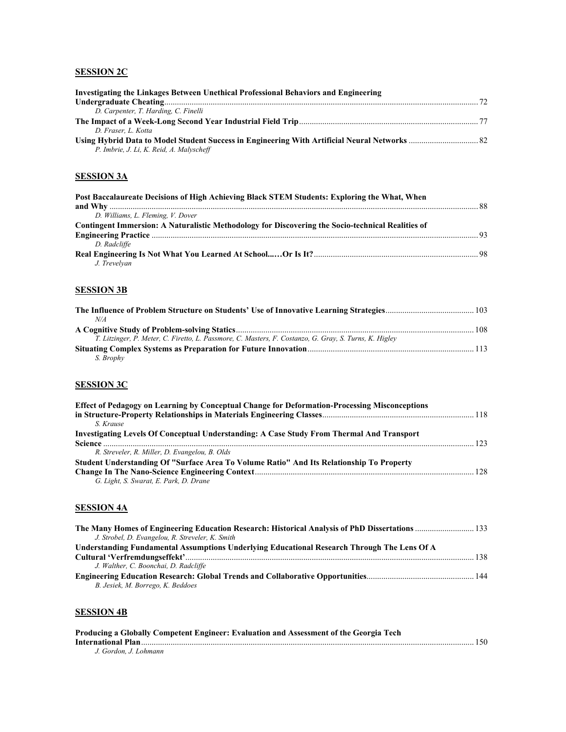## SESSION 2C

**Investigating the Linkages Between Unethical Professional Behaviors and Engineering Undergraduate Cheating** ........ 72
*D. Carpenter, T. Harding, C. Finelli*

**The Impact of a Week-Long Second Year Industrial Field Trip** ........ 77
*D. Fraser, L. Kotta*

**Using Hybrid Data to Model Student Success in Engineering With Artificial Neural Networks** ........ 82
*P. Imbrie, J. Li, K. Reid, A. Malyscheff*

## SESSION 3A

**Post Baccalaureate Decisions of High Achieving Black STEM Students: Exploring the What, When and Why** ........ 88
*D. Williams, L. Fleming, V. Dover*

**Contingent Immersion: A Naturalistic Methodology for Discovering the Socio-technical Realities of Engineering Practice** ........ 93
*D. Radcliffe*

**Real Engineering Is Not What You Learned At School...…Or Is It?** ........ 98
*J. Trevelyan*

## SESSION 3B

**The Influence of Problem Structure on Students' Use of Innovative Learning Strategies** ........ 103
*N/A*

**A Cognitive Study of Problem-solving Statics** ........ 108
*T. Litzinger, P. Meter, C. Firetto, L. Passmore, C. Masters, F. Costanzo, G. Gray, S. Turns, K. Higley*

**Situating Complex Systems as Preparation for Future Innovation** ........ 113
*S. Brophy*

## SESSION 3C

**Effect of Pedagogy on Learning by Conceptual Change for Deformation-Processing Misconceptions in Structure-Property Relationships in Materials Engineering Classes** ........ 118
*S. Krause*

**Investigating Levels Of Conceptual Understanding: A Case Study From Thermal And Transport Science** ........ 123
*R. Streveler, R. Miller, D. Evangelou, B. Olds*

**Student Understanding Of "Surface Area To Volume Ratio" And Its Relationship To Property Change In The Nano-Science Engineering Context** ........ 128
*G. Light, S. Swarat, E. Park, D. Drane*

## SESSION 4A

**The Many Homes of Engineering Education Research: Historical Analysis of PhD Dissertations** ........ 133
*J. Strobel, D. Evangelou, R. Streveler, K. Smith*

**Understanding Fundamental Assumptions Underlying Educational Research Through The Lens Of A Cultural 'Verfremdungseffekt'** ........ 138
*J. Walther, C. Boonchai, D. Radcliffe*

**Engineering Education Research: Global Trends and Collaborative Opportunities** ........ 144
*B. Jesiek, M. Borrego, K. Beddoes*

## SESSION 4B

**Producing a Globally Competent Engineer: Evaluation and Assessment of the Georgia Tech International Plan** ........ 150
*J. Gordon, J. Lohmann*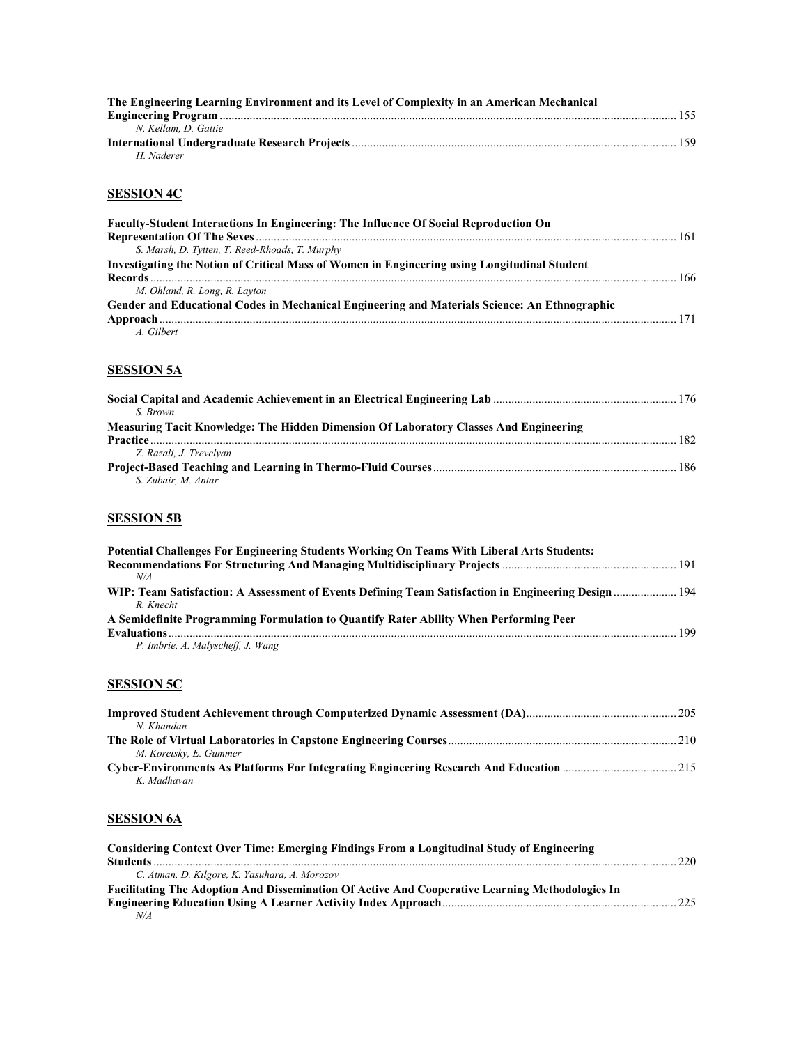**The Engineering Learning Environment and its Level of Complexity in an American Mechanical Engineering Program** ....... 155
*N. Kellam, D. Gattie*

**International Undergraduate Research Projects** ....... 159
*H. Naderer*

## SESSION 4C

**Faculty-Student Interactions In Engineering: The Influence Of Social Reproduction On Representation Of The Sexes** ....... 161
*S. Marsh, D. Tytten, T. Reed-Rhoads, T. Murphy*

**Investigating the Notion of Critical Mass of Women in Engineering using Longitudinal Student Records** ....... 166
*M. Ohland, R. Long, R. Layton*

**Gender and Educational Codes in Mechanical Engineering and Materials Science: An Ethnographic Approach** ....... 171
*A. Gilbert*

## SESSION 5A

**Social Capital and Academic Achievement in an Electrical Engineering Lab** ....... 176
*S. Brown*

**Measuring Tacit Knowledge: The Hidden Dimension Of Laboratory Classes And Engineering Practice** ....... 182
*Z. Razali, J. Trevelyan*

**Project-Based Teaching and Learning in Thermo-Fluid Courses** ....... 186
*S. Zubair, M. Antar*

## SESSION 5B

**Potential Challenges For Engineering Students Working On Teams With Liberal Arts Students: Recommendations For Structuring And Managing Multidisciplinary Projects** ....... 191
*N/A*

**WIP: Team Satisfaction: A Assessment of Events Defining Team Satisfaction in Engineering Design** ....... 194
*R. Knecht*

**A Semidefinite Programming Formulation to Quantify Rater Ability When Performing Peer Evaluations** ....... 199
*P. Imbrie, A. Malyscheff, J. Wang*

## SESSION 5C

**Improved Student Achievement through Computerized Dynamic Assessment (DA)** ....... 205
*N. Khandan*

**The Role of Virtual Laboratories in Capstone Engineering Courses** ....... 210
*M. Koretsky, E. Gummer*

**Cyber-Environments As Platforms For Integrating Engineering Research And Education** ....... 215
*K. Madhavan*

## SESSION 6A

**Considering Context Over Time: Emerging Findings From a Longitudinal Study of Engineering Students** ....... 220
*C. Atman, D. Kilgore, K. Yasuhara, A. Morozov*

**Facilitating The Adoption And Dissemination Of Active And Cooperative Learning Methodologies In Engineering Education Using A Learner Activity Index Approach** ....... 225
*N/A*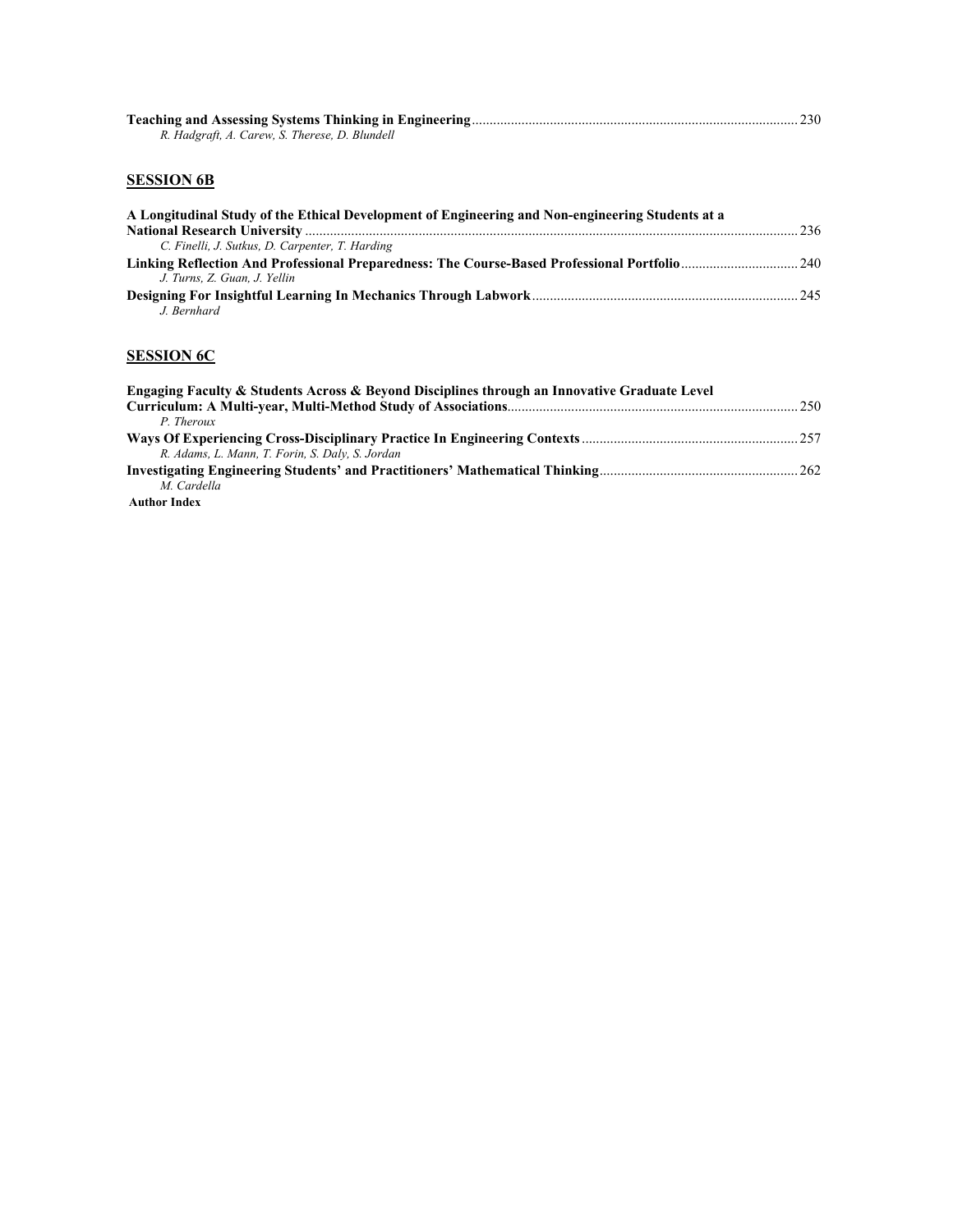**Teaching and Assessing Systems Thinking in Engineering** ... 230
*R. Hadgraft, A. Carew, S. Therese, D. Blundell*

## SESSION 6B

**A Longitudinal Study of the Ethical Development of Engineering and Non-engineering Students at a National Research University** ... 236
*C. Finelli, J. Sutkus, D. Carpenter, T. Harding*

**Linking Reflection And Professional Preparedness: The Course-Based Professional Portfolio** ... 240
*J. Turns, Z. Guan, J. Yellin*

**Designing For Insightful Learning In Mechanics Through Labwork** ... 245
*J. Bernhard*

## SESSION 6C

**Engaging Faculty & Students Across & Beyond Disciplines through an Innovative Graduate Level Curriculum: A Multi-year, Multi-Method Study of Associations** ... 250
*P. Theroux*

**Ways Of Experiencing Cross-Disciplinary Practice In Engineering Contexts** ... 257
*R. Adams, L. Mann, T. Forin, S. Daly, S. Jordan*

**Investigating Engineering Students' and Practitioners' Mathematical Thinking** ... 262
*M. Cardella*

**Author Index**